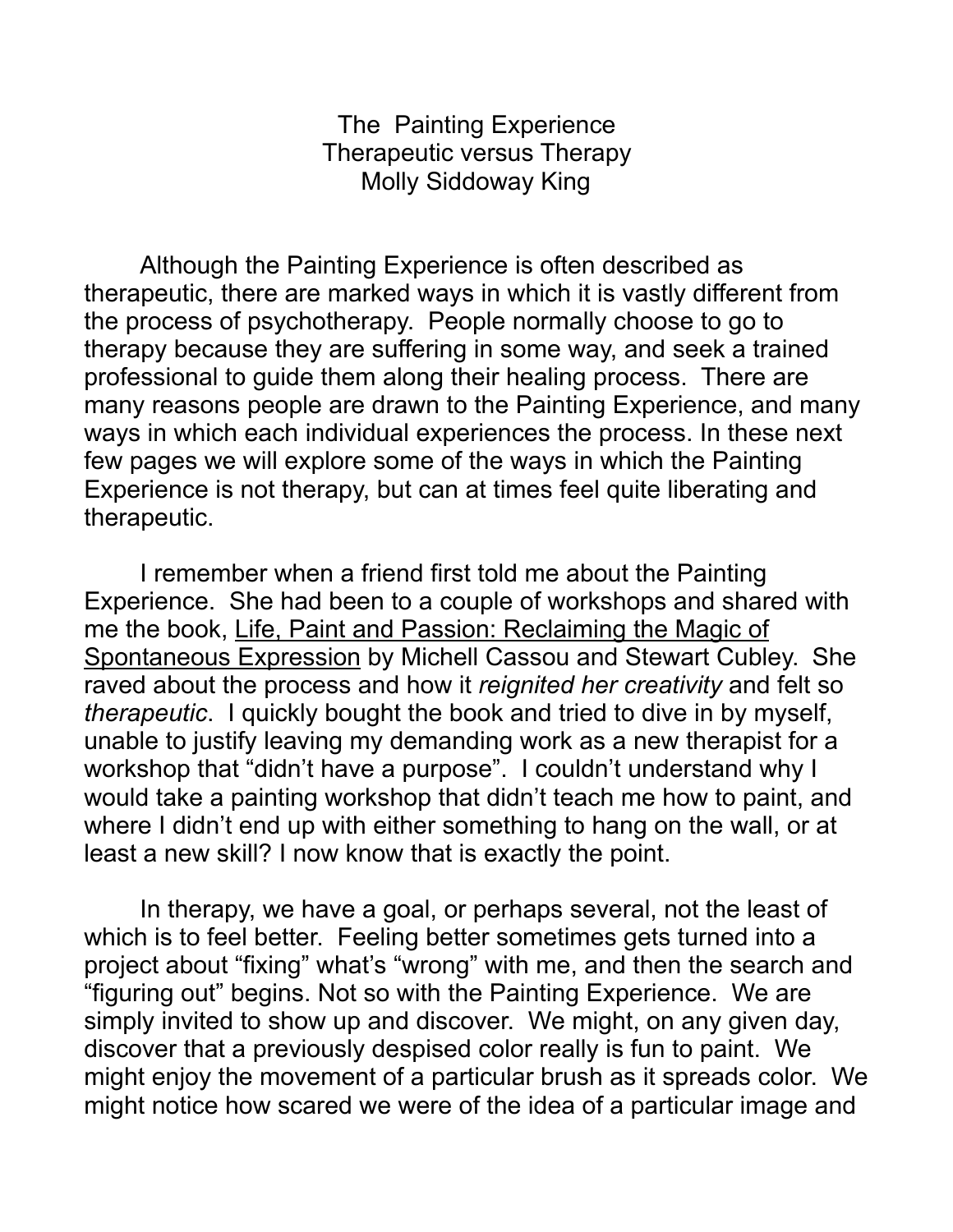# The Painting Experience
## Therapeutic versus Therapy
### Molly Siddoway King

Although the Painting Experience is often described as therapeutic, there are marked ways in which it is vastly different from the process of psychotherapy. People normally choose to go to therapy because they are suffering in some way, and seek a trained professional to guide them along their healing process. There are many reasons people are drawn to the Painting Experience, and many ways in which each individual experiences the process. In these next few pages we will explore some of the ways in which the Painting Experience is not therapy, but can at times feel quite liberating and therapeutic.

I remember when a friend first told me about the Painting Experience. She had been to a couple of workshops and shared with me the book, <u>Life, Paint and Passion: Reclaiming the Magic of Spontaneous Expression</u> by Michell Cassou and Stewart Cubley. She raved about the process and how it *reignited her creativity* and felt so *therapeutic*. I quickly bought the book and tried to dive in by myself, unable to justify leaving my demanding work as a new therapist for a workshop that "didn't have a purpose". I couldn't understand why I would take a painting workshop that didn't teach me how to paint, and where I didn't end up with either something to hang on the wall, or at least a new skill? I now know that is exactly the point.

In therapy, we have a goal, or perhaps several, not the least of which is to feel better. Feeling better sometimes gets turned into a project about "fixing" what's "wrong" with me, and then the search and "figuring out" begins. Not so with the Painting Experience. We are simply invited to show up and discover. We might, on any given day, discover that a previously despised color really is fun to paint. We might enjoy the movement of a particular brush as it spreads color. We might notice how scared we were of the idea of a particular image and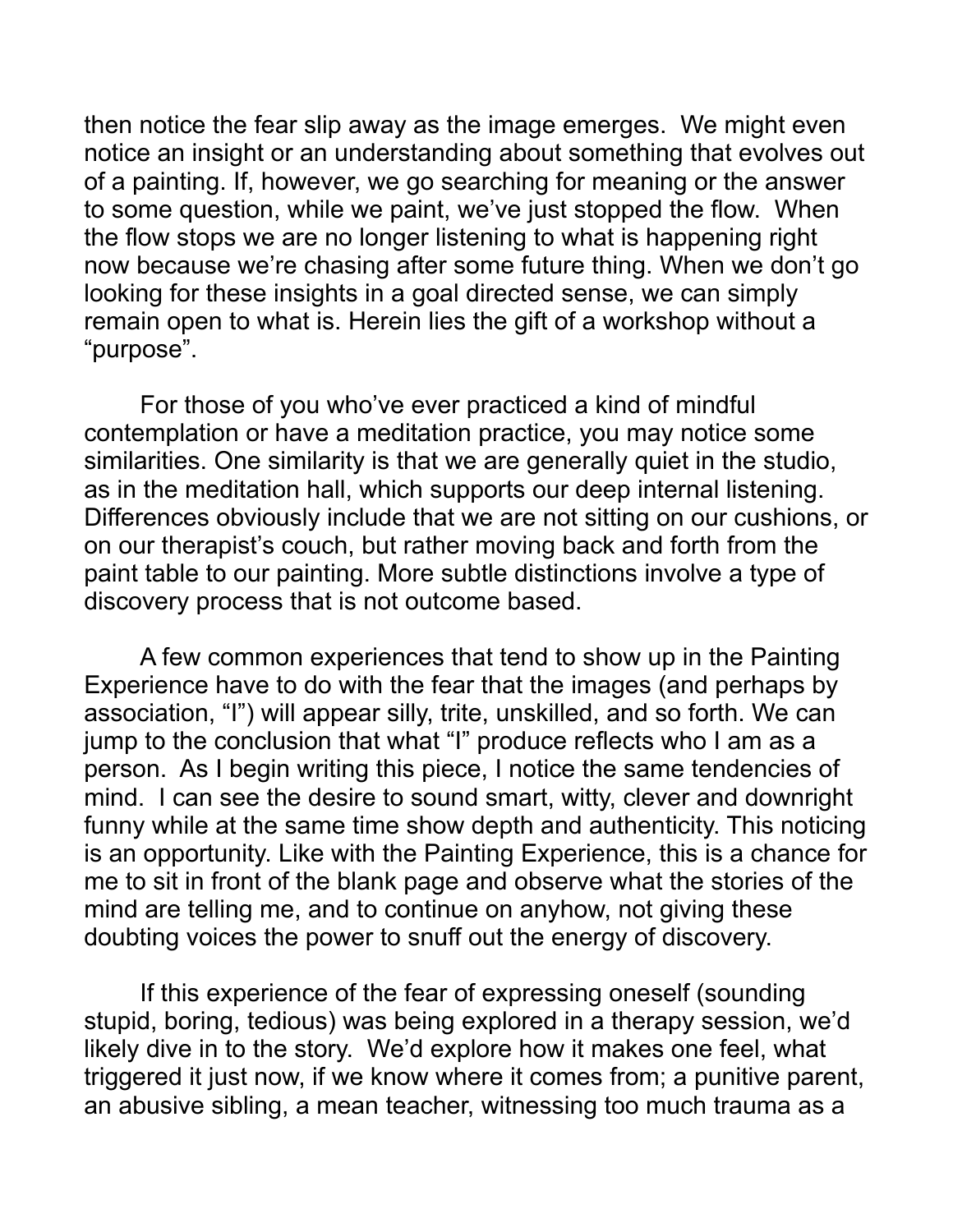then notice the fear slip away as the image emerges.  We might even notice an insight or an understanding about something that evolves out of a painting. If, however, we go searching for meaning or the answer to some question, while we paint, we've just stopped the flow.  When the flow stops we are no longer listening to what is happening right now because we're chasing after some future thing. When we don't go looking for these insights in a goal directed sense, we can simply remain open to what is. Herein lies the gift of a workshop without a "purpose".

For those of you who've ever practiced a kind of mindful contemplation or have a meditation practice, you may notice some similarities. One similarity is that we are generally quiet in the studio, as in the meditation hall, which supports our deep internal listening. Differences obviously include that we are not sitting on our cushions, or on our therapist's couch, but rather moving back and forth from the paint table to our painting. More subtle distinctions involve a type of discovery process that is not outcome based.

A few common experiences that tend to show up in the Painting Experience have to do with the fear that the images (and perhaps by association, "I") will appear silly, trite, unskilled, and so forth. We can jump to the conclusion that what "I" produce reflects who I am as a person.  As I begin writing this piece, I notice the same tendencies of mind.  I can see the desire to sound smart, witty, clever and downright funny while at the same time show depth and authenticity. This noticing is an opportunity. Like with the Painting Experience, this is a chance for me to sit in front of the blank page and observe what the stories of the mind are telling me, and to continue on anyhow, not giving these doubting voices the power to snuff out the energy of discovery.

If this experience of the fear of expressing oneself (sounding stupid, boring, tedious) was being explored in a therapy session, we'd likely dive in to the story.  We'd explore how it makes one feel, what triggered it just now, if we know where it comes from; a punitive parent, an abusive sibling, a mean teacher, witnessing too much trauma as a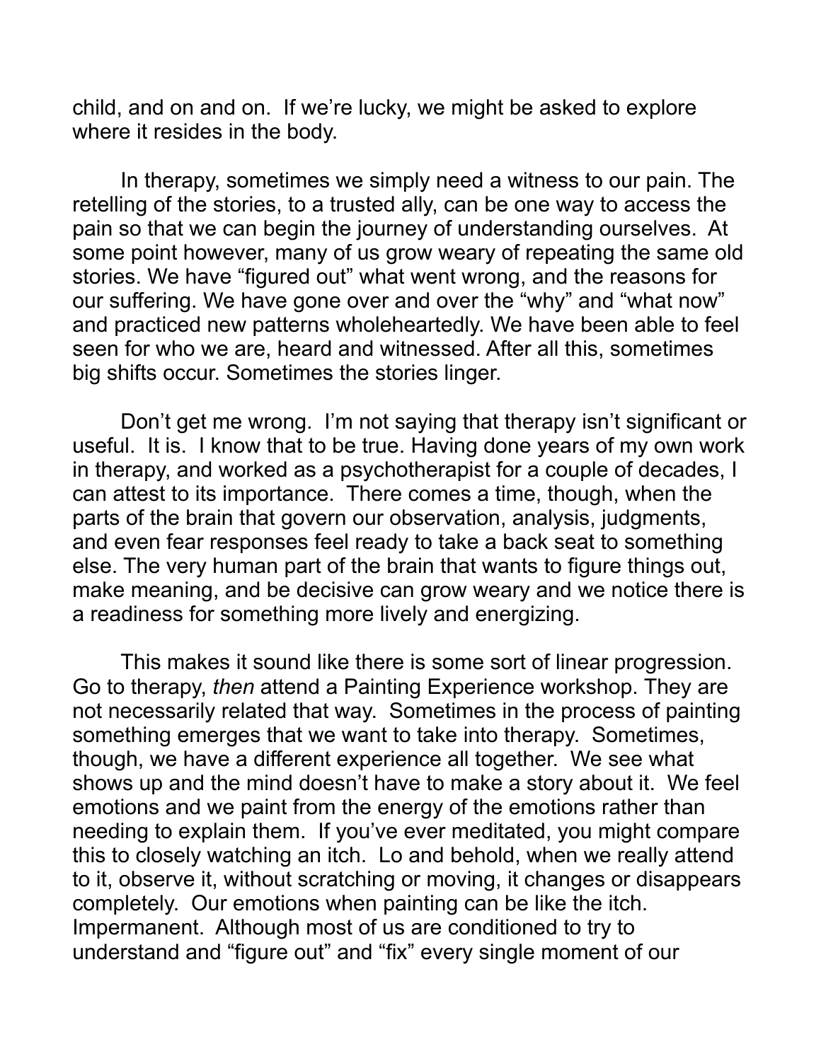child, and on and on. If we're lucky, we might be asked to explore where it resides in the body.

In therapy, sometimes we simply need a witness to our pain. The retelling of the stories, to a trusted ally, can be one way to access the pain so that we can begin the journey of understanding ourselves. At some point however, many of us grow weary of repeating the same old stories. We have "figured out" what went wrong, and the reasons for our suffering. We have gone over and over the "why" and "what now" and practiced new patterns wholeheartedly. We have been able to feel seen for who we are, heard and witnessed. After all this, sometimes big shifts occur. Sometimes the stories linger.

Don't get me wrong. I'm not saying that therapy isn't significant or useful. It is. I know that to be true. Having done years of my own work in therapy, and worked as a psychotherapist for a couple of decades, I can attest to its importance. There comes a time, though, when the parts of the brain that govern our observation, analysis, judgments, and even fear responses feel ready to take a back seat to something else. The very human part of the brain that wants to figure things out, make meaning, and be decisive can grow weary and we notice there is a readiness for something more lively and energizing.

This makes it sound like there is some sort of linear progression. Go to therapy, *then* attend a Painting Experience workshop. They are not necessarily related that way. Sometimes in the process of painting something emerges that we want to take into therapy. Sometimes, though, we have a different experience all together. We see what shows up and the mind doesn't have to make a story about it. We feel emotions and we paint from the energy of the emotions rather than needing to explain them. If you've ever meditated, you might compare this to closely watching an itch. Lo and behold, when we really attend to it, observe it, without scratching or moving, it changes or disappears completely. Our emotions when painting can be like the itch. Impermanent. Although most of us are conditioned to try to understand and "figure out" and "fix" every single moment of our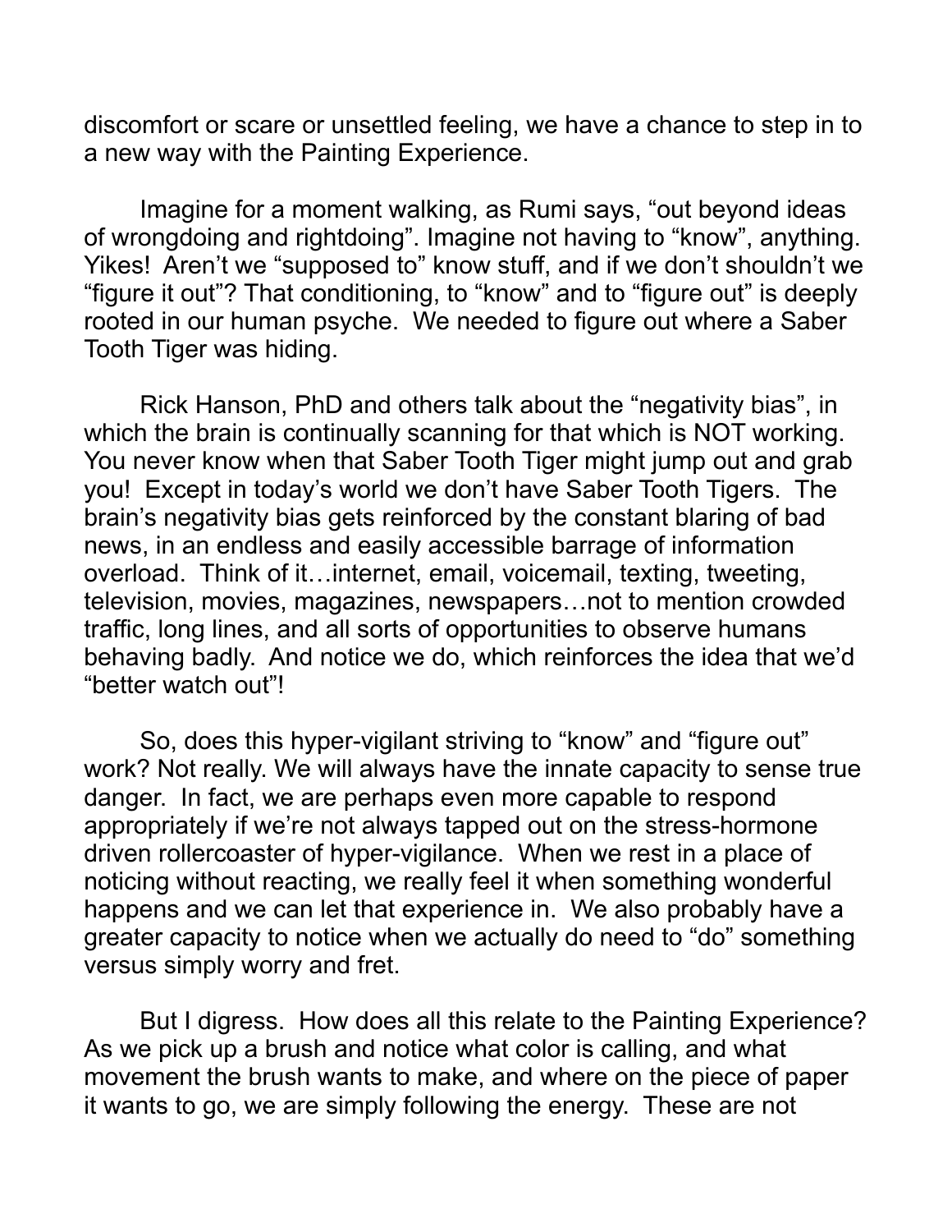discomfort or scare or unsettled feeling, we have a chance to step in to a new way with the Painting Experience.

Imagine for a moment walking, as Rumi says, "out beyond ideas of wrongdoing and rightdoing". Imagine not having to "know", anything. Yikes! Aren't we "supposed to" know stuff, and if we don't shouldn't we "figure it out"? That conditioning, to "know" and to "figure out" is deeply rooted in our human psyche. We needed to figure out where a Saber Tooth Tiger was hiding.

Rick Hanson, PhD and others talk about the "negativity bias", in which the brain is continually scanning for that which is NOT working. You never know when that Saber Tooth Tiger might jump out and grab you! Except in today's world we don't have Saber Tooth Tigers. The brain's negativity bias gets reinforced by the constant blaring of bad news, in an endless and easily accessible barrage of information overload. Think of it…internet, email, voicemail, texting, tweeting, television, movies, magazines, newspapers…not to mention crowded traffic, long lines, and all sorts of opportunities to observe humans behaving badly. And notice we do, which reinforces the idea that we'd "better watch out"!

So, does this hyper-vigilant striving to "know" and "figure out" work? Not really. We will always have the innate capacity to sense true danger. In fact, we are perhaps even more capable to respond appropriately if we're not always tapped out on the stress-hormone driven rollercoaster of hyper-vigilance. When we rest in a place of noticing without reacting, we really feel it when something wonderful happens and we can let that experience in. We also probably have a greater capacity to notice when we actually do need to "do" something versus simply worry and fret.

But I digress. How does all this relate to the Painting Experience? As we pick up a brush and notice what color is calling, and what movement the brush wants to make, and where on the piece of paper it wants to go, we are simply following the energy. These are not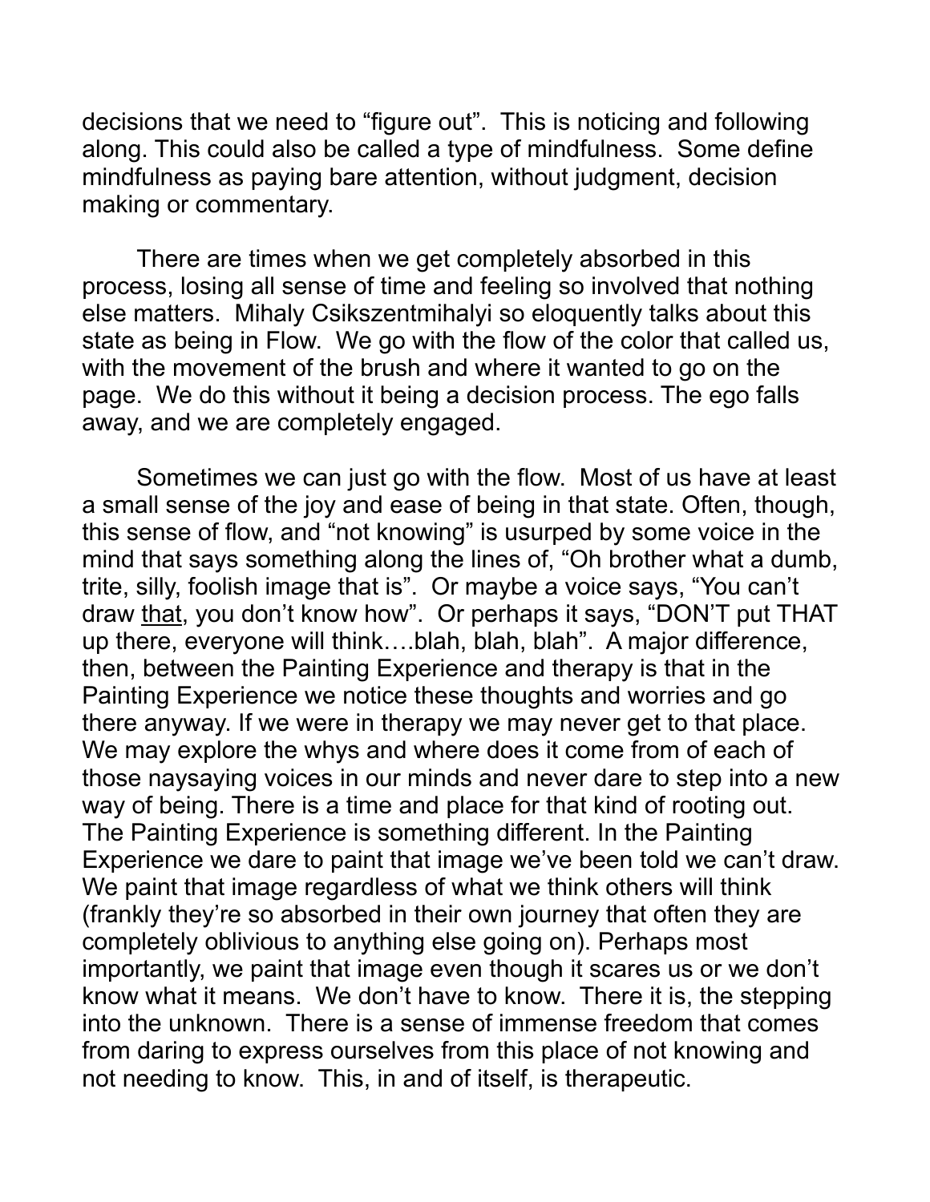decisions that we need to “figure out”. This is noticing and following along. This could also be called a type of mindfulness. Some define mindfulness as paying bare attention, without judgment, decision making or commentary.

There are times when we get completely absorbed in this process, losing all sense of time and feeling so involved that nothing else matters. Mihaly Csikszentmihalyi so eloquently talks about this state as being in Flow. We go with the flow of the color that called us, with the movement of the brush and where it wanted to go on the page. We do this without it being a decision process. The ego falls away, and we are completely engaged.

Sometimes we can just go with the flow. Most of us have at least a small sense of the joy and ease of being in that state. Often, though, this sense of flow, and “not knowing” is usurped by some voice in the mind that says something along the lines of, “Oh brother what a dumb, trite, silly, foolish image that is”. Or maybe a voice says, “You can’t draw <u>that</u>, you don’t know how”. Or perhaps it says, “DON’T put THAT up there, everyone will think….blah, blah, blah”. A major difference, then, between the Painting Experience and therapy is that in the Painting Experience we notice these thoughts and worries and go there anyway. If we were in therapy we may never get to that place. We may explore the whys and where does it come from of each of those naysaying voices in our minds and never dare to step into a new way of being. There is a time and place for that kind of rooting out. The Painting Experience is something different. In the Painting Experience we dare to paint that image we’ve been told we can’t draw. We paint that image regardless of what we think others will think (frankly they’re so absorbed in their own journey that often they are completely oblivious to anything else going on). Perhaps most importantly, we paint that image even though it scares us or we don’t know what it means. We don’t have to know. There it is, the stepping into the unknown. There is a sense of immense freedom that comes from daring to express ourselves from this place of not knowing and not needing to know. This, in and of itself, is therapeutic.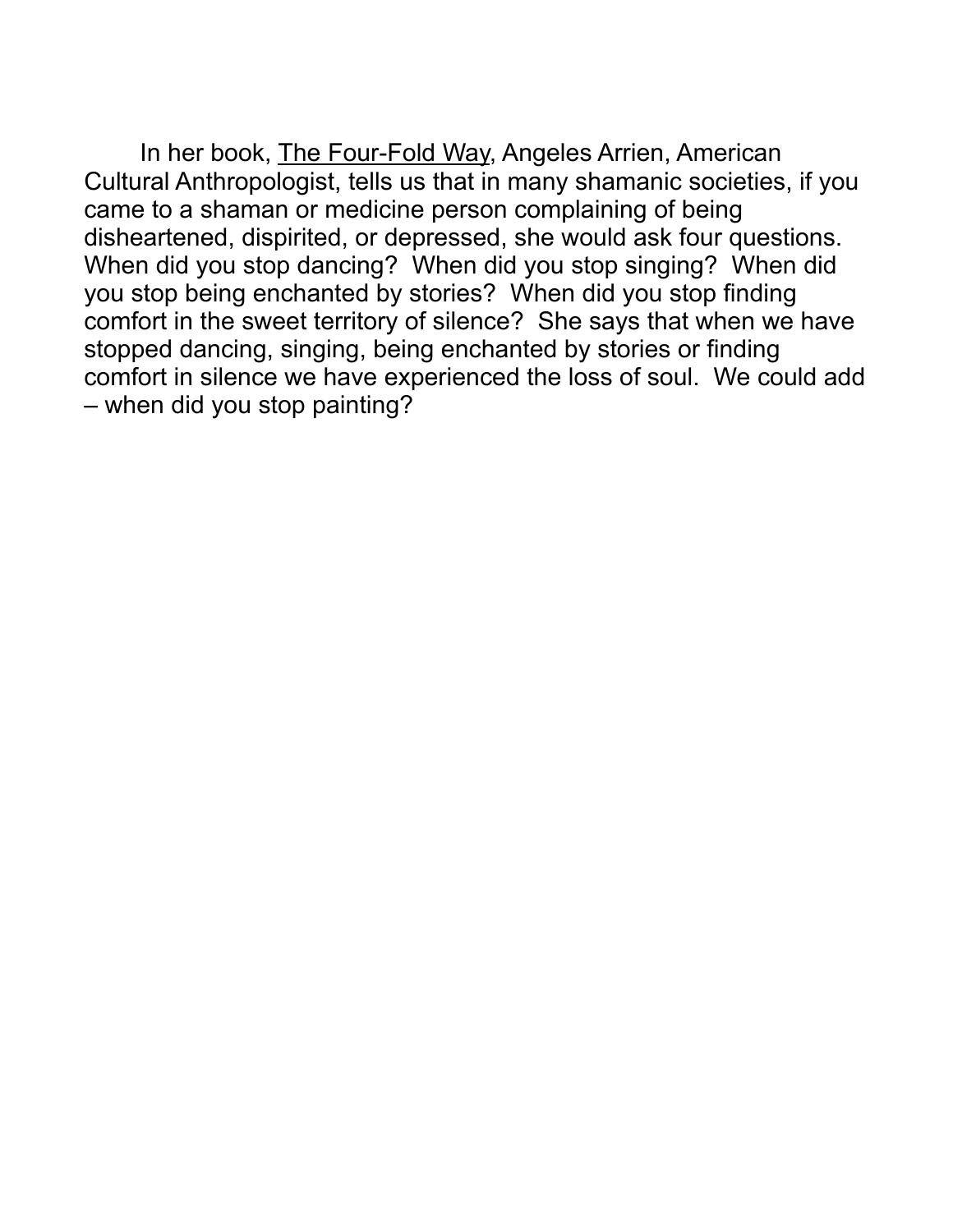In her book, <u>The Four-Fold Way</u>, Angeles Arrien, American Cultural Anthropologist, tells us that in many shamanic societies, if you came to a shaman or medicine person complaining of being disheartened, dispirited, or depressed, she would ask four questions. When did you stop dancing? When did you stop singing? When did you stop being enchanted by stories? When did you stop finding comfort in the sweet territory of silence? She says that when we have stopped dancing, singing, being enchanted by stories or finding comfort in silence we have experienced the loss of soul. We could add – when did you stop painting?